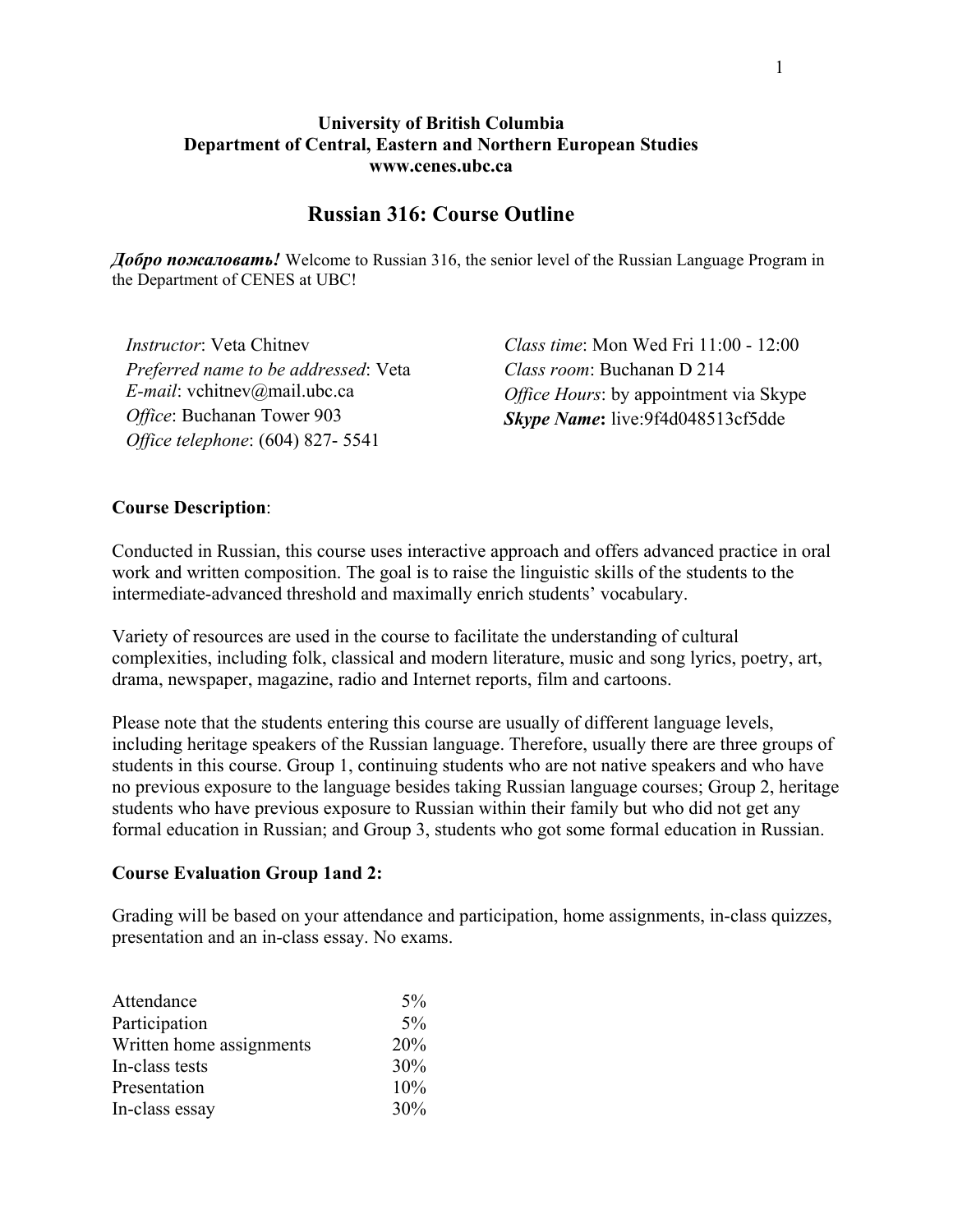**University of British Columbia**
**Department of Central, Eastern and Northern European Studies**
**www.cenes.ubc.ca**

# Russian 316: Course Outline

***Добро пожаловать!*** Welcome to Russian 316, the senior level of the Russian Language Program in the Department of CENES at UBC!

*Instructor*: Veta Chitnev
*Preferred name to be addressed*: Veta
*E-mail*: vchitnev@mail.ubc.ca
*Office*: Buchanan Tower 903
*Office telephone*: (604) 827- 5541

*Class time*: Mon Wed Fri 11:00 - 12:00
*Class room*: Buchanan D 214
*Office Hours*: by appointment via Skype
***Skype Name*:** live:9f4d048513cf5dde

**Course Description**:

Conducted in Russian, this course uses interactive approach and offers advanced practice in oral work and written composition. The goal is to raise the linguistic skills of the students to the intermediate-advanced threshold and maximally enrich students' vocabulary.

Variety of resources are used in the course to facilitate the understanding of cultural complexities, including folk, classical and modern literature, music and song lyrics, poetry, art, drama, newspaper, magazine, radio and Internet reports, film and cartoons.

Please note that the students entering this course are usually of different language levels, including heritage speakers of the Russian language. Therefore, usually there are three groups of students in this course. Group 1, continuing students who are not native speakers and who have no previous exposure to the language besides taking Russian language courses; Group 2, heritage students who have previous exposure to Russian within their family but who did not get any formal education in Russian; and Group 3, students who got some formal education in Russian.

**Course Evaluation Group 1and 2:**

Grading will be based on your attendance and participation, home assignments, in-class quizzes, presentation and an in-class essay. No exams.

| | |
|---|---|
| Attendance | 5% |
| Participation | 5% |
| Written home assignments | 20% |
| In-class tests | 30% |
| Presentation | 10% |
| In-class essay | 30% |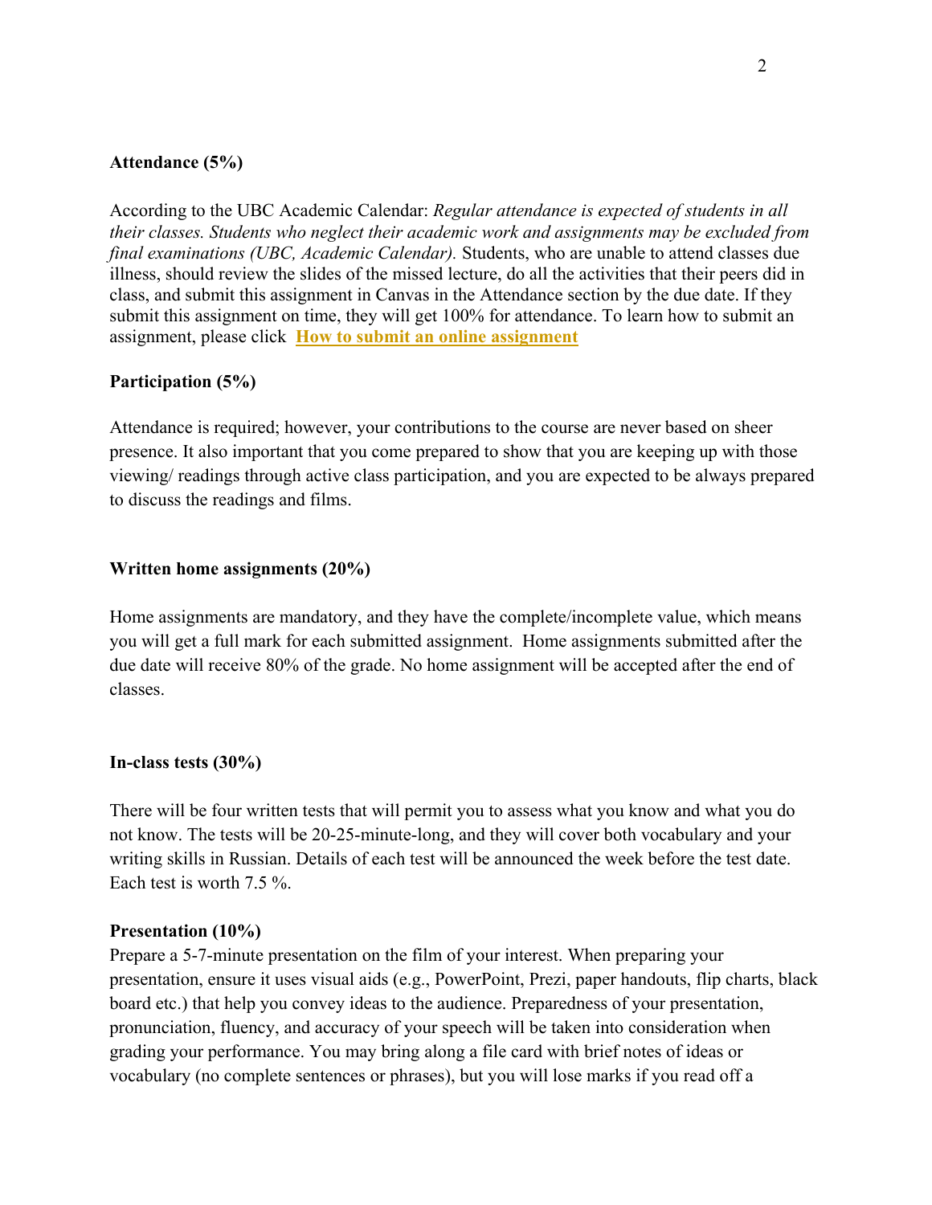**Attendance (5%)**

According to the UBC Academic Calendar: *Regular attendance is expected of students in all their classes. Students who neglect their academic work and assignments may be excluded from final examinations (UBC, Academic Calendar).* Students, who are unable to attend classes due illness, should review the slides of the missed lecture, do all the activities that their peers did in class, and submit this assignment in Canvas in the Attendance section by the due date. If they submit this assignment on time, they will get 100% for attendance. To learn how to submit an assignment, please click **How to submit an online assignment**

**Participation (5%)**

Attendance is required; however, your contributions to the course are never based on sheer presence. It also important that you come prepared to show that you are keeping up with those viewing/ readings through active class participation, and you are expected to be always prepared to discuss the readings and films.

**Written home assignments (20%)**

Home assignments are mandatory, and they have the complete/incomplete value, which means you will get a full mark for each submitted assignment. Home assignments submitted after the due date will receive 80% of the grade. No home assignment will be accepted after the end of classes.

**In-class tests (30%)**

There will be four written tests that will permit you to assess what you know and what you do not know. The tests will be 20-25-minute-long, and they will cover both vocabulary and your writing skills in Russian. Details of each test will be announced the week before the test date. Each test is worth 7.5 %.

**Presentation (10%)**

Prepare a 5-7-minute presentation on the film of your interest. When preparing your presentation, ensure it uses visual aids (e.g., PowerPoint, Prezi, paper handouts, flip charts, black board etc.) that help you convey ideas to the audience. Preparedness of your presentation, pronunciation, fluency, and accuracy of your speech will be taken into consideration when grading your performance. You may bring along a file card with brief notes of ideas or vocabulary (no complete sentences or phrases), but you will lose marks if you read off a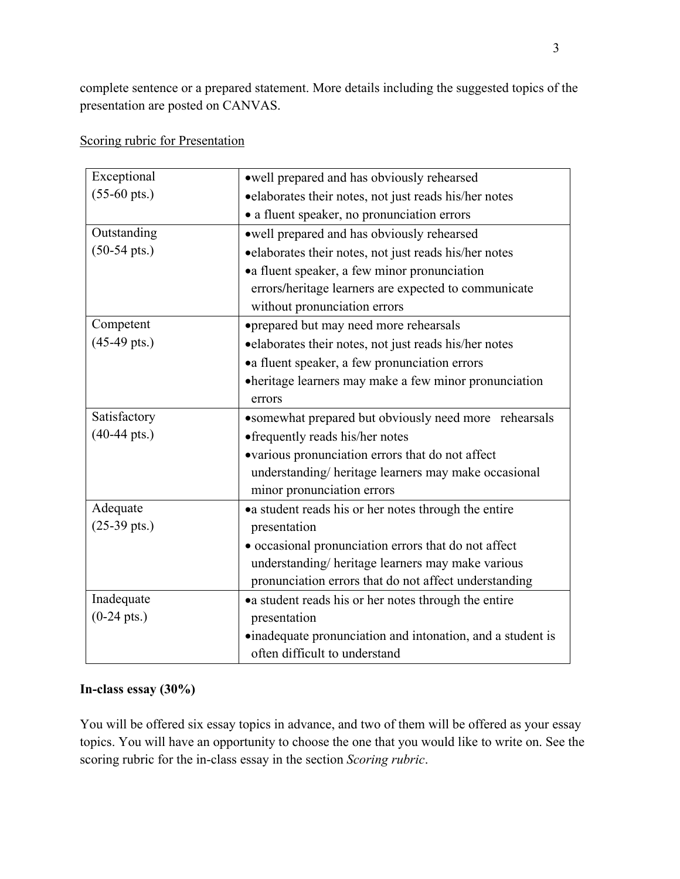complete sentence or a prepared statement. More details including the suggested topics of the presentation are posted on CANVAS.

<u>Scoring rubric for Presentation</u>

| | |
|---|---|
| Exceptional<br>(55-60 pts.) | •well prepared and has obviously rehearsed<br>•elaborates their notes, not just reads his/her notes<br>• a fluent speaker, no pronunciation errors |
| Outstanding<br>(50-54 pts.) | •well prepared and has obviously rehearsed<br>•elaborates their notes, not just reads his/her notes<br>•a fluent speaker, a few minor pronunciation errors/heritage learners are expected to communicate without pronunciation errors |
| Competent<br>(45-49 pts.) | •prepared but may need more rehearsals<br>•elaborates their notes, not just reads his/her notes<br>•a fluent speaker, a few pronunciation errors<br>•heritage learners may make a few minor pronunciation errors |
| Satisfactory<br>(40-44 pts.) | •somewhat prepared but obviously need more rehearsals<br>•frequently reads his/her notes<br>•various pronunciation errors that do not affect understanding/ heritage learners may make occasional minor pronunciation errors |
| Adequate<br>(25-39 pts.) | •a student reads his or her notes through the entire presentation<br>• occasional pronunciation errors that do not affect understanding/ heritage learners may make various pronunciation errors that do not affect understanding |
| Inadequate<br>(0-24 pts.) | •a student reads his or her notes through the entire presentation<br>•inadequate pronunciation and intonation, and a student is often difficult to understand |

**In-class essay (30%)**

You will be offered six essay topics in advance, and two of them will be offered as your essay topics. You will have an opportunity to choose the one that you would like to write on. See the scoring rubric for the in-class essay in the section *Scoring rubric*.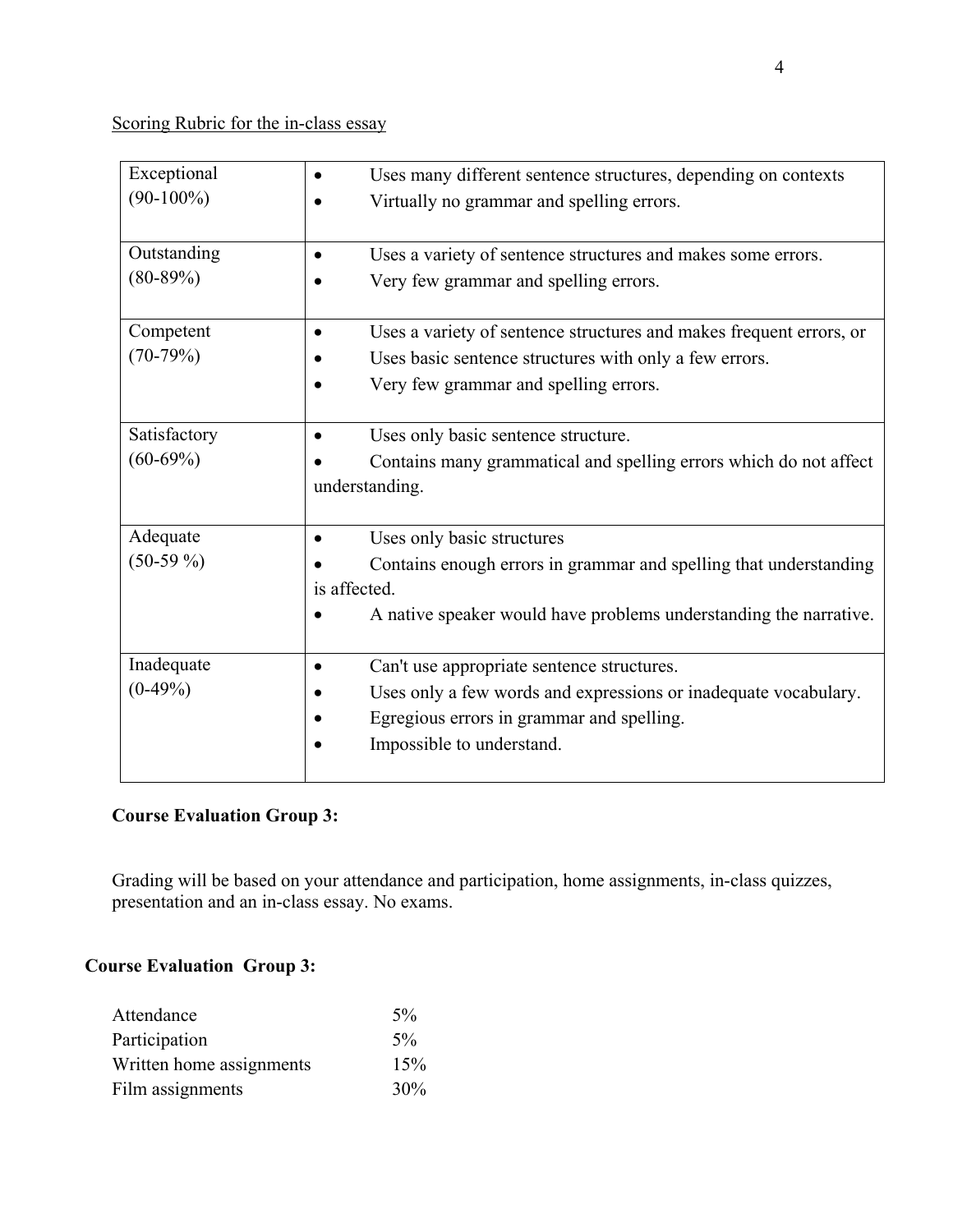Scoring Rubric for the in-class essay

| | |
|---|---|
| Exceptional (90-100%) | • Uses many different sentence structures, depending on contexts<br>• Virtually no grammar and spelling errors. |
| Outstanding (80-89%) | • Uses a variety of sentence structures and makes some errors.<br>• Very few grammar and spelling errors. |
| Competent (70-79%) | • Uses a variety of sentence structures and makes frequent errors, or<br>• Uses basic sentence structures with only a few errors.<br>• Very few grammar and spelling errors. |
| Satisfactory (60-69%) | • Uses only basic sentence structure.<br>• Contains many grammatical and spelling errors which do not affect understanding. |
| Adequate (50-59 %) | • Uses only basic structures<br>• Contains enough errors in grammar and spelling that understanding is affected.<br>• A native speaker would have problems understanding the narrative. |
| Inadequate (0-49%) | • Can't use appropriate sentence structures.<br>• Uses only a few words and expressions or inadequate vocabulary.<br>• Egregious errors in grammar and spelling.<br>• Impossible to understand. |

**Course Evaluation Group 3:**

Grading will be based on your attendance and participation, home assignments, in-class quizzes, presentation and an in-class essay. No exams.

**Course Evaluation Group 3:**

| | |
|---|---|
| Attendance | 5% |
| Participation | 5% |
| Written home assignments | 15% |
| Film assignments | 30% |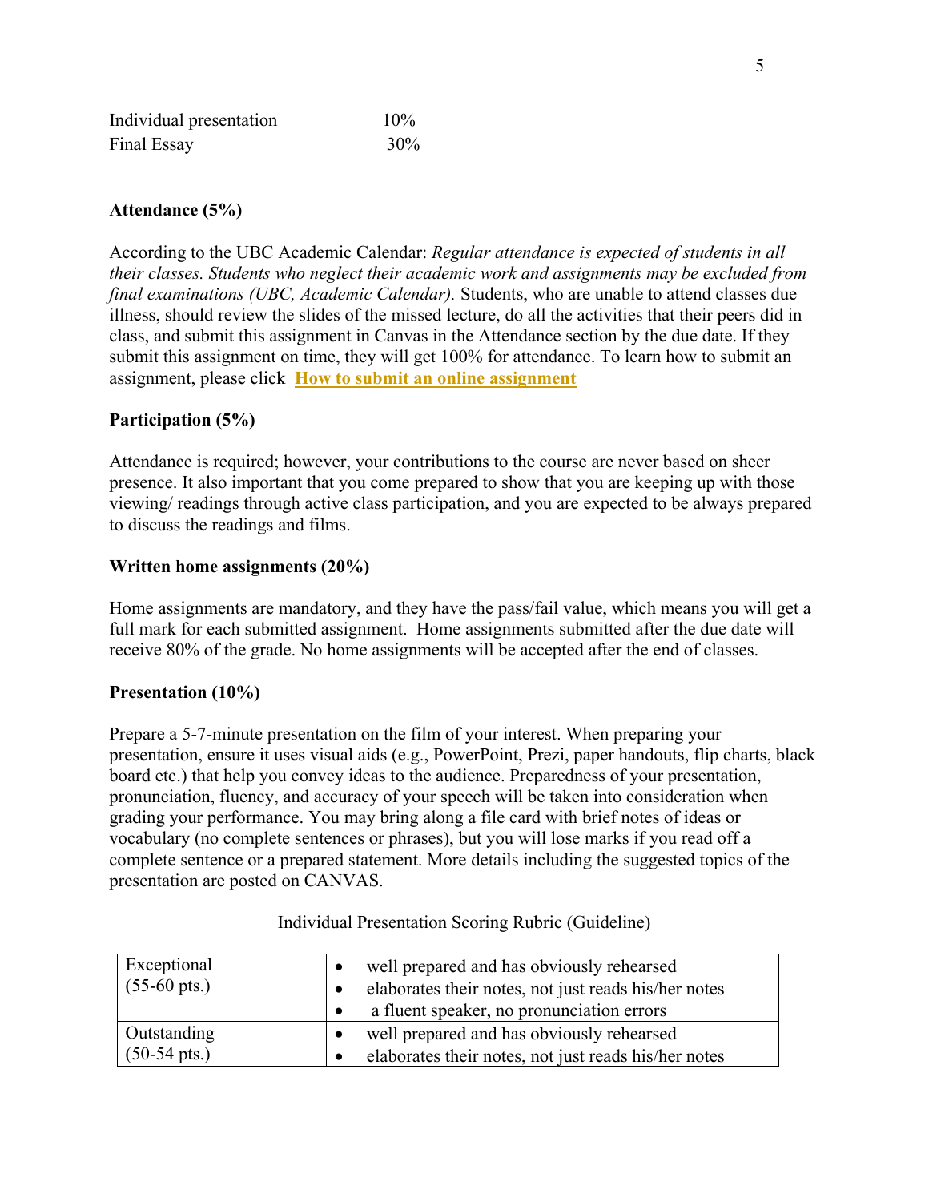| | |
|---|---|
| Individual presentation | 10% |
| Final Essay | 30% |

**Attendance (5%)**

According to the UBC Academic Calendar: *Regular attendance is expected of students in all their classes. Students who neglect their academic work and assignments may be excluded from final examinations (UBC, Academic Calendar).* Students, who are unable to attend classes due illness, should review the slides of the missed lecture, do all the activities that their peers did in class, and submit this assignment in Canvas in the Attendance section by the due date. If they submit this assignment on time, they will get 100% for attendance. To learn how to submit an assignment, please click **How to submit an online assignment**

**Participation (5%)**

Attendance is required; however, your contributions to the course are never based on sheer presence. It also important that you come prepared to show that you are keeping up with those viewing/ readings through active class participation, and you are expected to be always prepared to discuss the readings and films.

**Written home assignments (20%)**

Home assignments are mandatory, and they have the pass/fail value, which means you will get a full mark for each submitted assignment. Home assignments submitted after the due date will receive 80% of the grade. No home assignments will be accepted after the end of classes.

**Presentation (10%)**

Prepare a 5-7-minute presentation on the film of your interest. When preparing your presentation, ensure it uses visual aids (e.g., PowerPoint, Prezi, paper handouts, flip charts, black board etc.) that help you convey ideas to the audience. Preparedness of your presentation, pronunciation, fluency, and accuracy of your speech will be taken into consideration when grading your performance. You may bring along a file card with brief notes of ideas or vocabulary (no complete sentences or phrases), but you will lose marks if you read off a complete sentence or a prepared statement. More details including the suggested topics of the presentation are posted on CANVAS.

Individual Presentation Scoring Rubric (Guideline)

| | |
|---|---|
| Exceptional (55-60 pts.) | • well prepared and has obviously rehearsed<br>• elaborates their notes, not just reads his/her notes<br>• a fluent speaker, no pronunciation errors |
| Outstanding (50-54 pts.) | • well prepared and has obviously rehearsed<br>• elaborates their notes, not just reads his/her notes |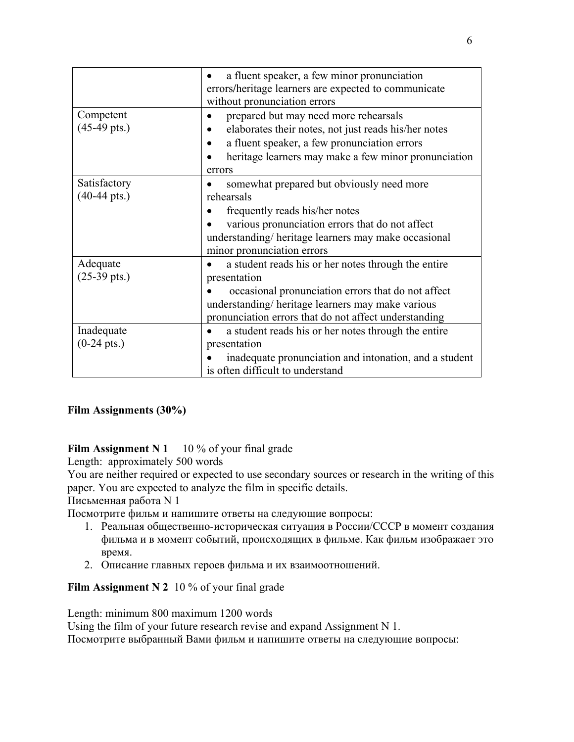| | |
|---|---|
| | • a fluent speaker, a few minor pronunciation errors/heritage learners are expected to communicate without pronunciation errors |
| Competent (45-49 pts.) | • prepared but may need more rehearsals<br>• elaborates their notes, not just reads his/her notes<br>• a fluent speaker, a few pronunciation errors<br>• heritage learners may make a few minor pronunciation errors |
| Satisfactory (40-44 pts.) | • somewhat prepared but obviously need more rehearsals<br>• frequently reads his/her notes<br>• various pronunciation errors that do not affect understanding/ heritage learners may make occasional minor pronunciation errors |
| Adequate (25-39 pts.) | • a student reads his or her notes through the entire presentation<br>• occasional pronunciation errors that do not affect understanding/ heritage learners may make various pronunciation errors that do not affect understanding |
| Inadequate (0-24 pts.) | • a student reads his or her notes through the entire presentation<br>• inadequate pronunciation and intonation, and a student is often difficult to understand |

**Film Assignments (30%)**

**Film Assignment N 1** 10 % of your final grade
Length: approximately 500 words
You are neither required or expected to use secondary sources or research in the writing of this paper. You are expected to analyze the film in specific details.
Письменная работа N 1
Посмотрите фильм и напишите ответы на следующие вопросы:

1. Реальная общественно-историческая ситуация в России/СССР в момент создания фильма и в момент событий, происходящих в фильме. Как фильм изображает это время.
2. Описание главных героев фильма и их взаимоотношений.

**Film Assignment N 2** 10 % of your final grade

Length: minimum 800 maximum 1200 words
Using the film of your future research revise and expand Assignment N 1.
Посмотрите выбранный Вами фильм и напишите ответы на следующие вопросы: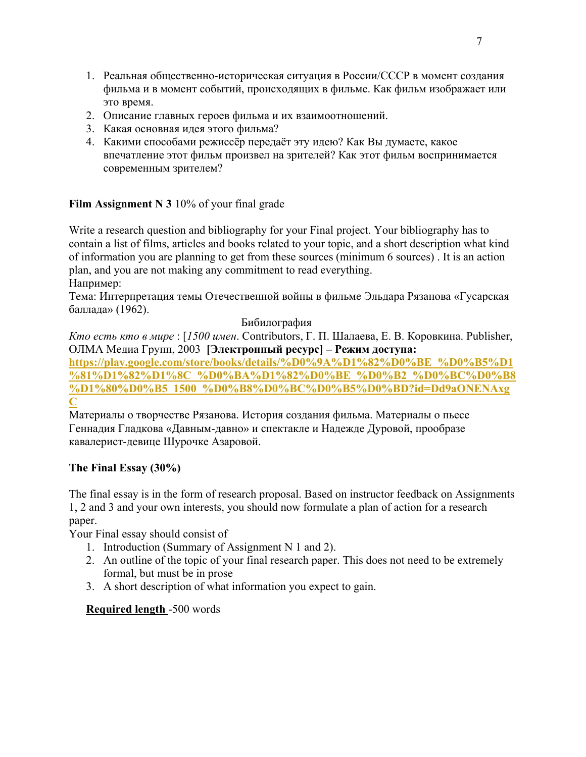1. Реальная общественно-историческая ситуация в России/СССР в момент создания фильма и в момент событий, происходящих в фильме. Как фильм изображает или это время.
2. Описание главных героев фильма и их взаимоотношений.
3. Какая основная идея этого фильма?
4. Какими способами режиссёр передаёт эту идею? Как Вы думаете, какое впечатление этот фильм произвел на зрителей? Как этот фильм воспринимается современным зрителем?

**Film Assignment N 3** 10% of your final grade

Write a research question and bibliography for your Final project. Your bibliography has to contain a list of films, articles and books related to your topic, and a short description what kind of information you are planning to get from these sources (minimum 6 sources) . It is an action plan, and you are not making any commitment to read everything.

Например:

Тема: Интерпретация темы Отечественной войны в фильме Эльдара Рязанова «Гусарская баллада» (1962).

Бибилография

*Кто есть кто в мире* : [*1500 имен*. Contributors, Г. П. Шалаева, Е. В. Коровкина. Publisher, ОЛМА Медиа Групп, 2003 **[Электронный ресурс] – Режим доступа:** **https://play.google.com/store/books/details/%D0%9A%D1%82%D0%BE_%D0%B5%D1%81%D1%82%D1%8C_%D0%BA%D1%82%D0%BE_%D0%B2_%D0%BC%D0%B8%D1%80%D0%B5_1500_%D0%B8%D0%BC%D0%B5%D0%BD?id=Dd9aONENAxgC**

Материалы о творчестве Рязанова. История создания фильма. Материалы о пьесе Геннадия Гладкова «Давным-давно» и спектакле и Надежде Дуровой, прообразе кавалерист-девице Шурочке Азаровой.

**The Final Essay (30%)**

The final essay is in the form of research proposal. Based on instructor feedback on Assignments 1, 2 and 3 and your own interests, you should now formulate a plan of action for a research paper.

Your Final essay should consist of

1. Introduction (Summary of Assignment N 1 and 2).
2. An outline of the topic of your final research paper. This does not need to be extremely formal, but must be in prose
3. A short description of what information you expect to gain.

**Required length** -500 words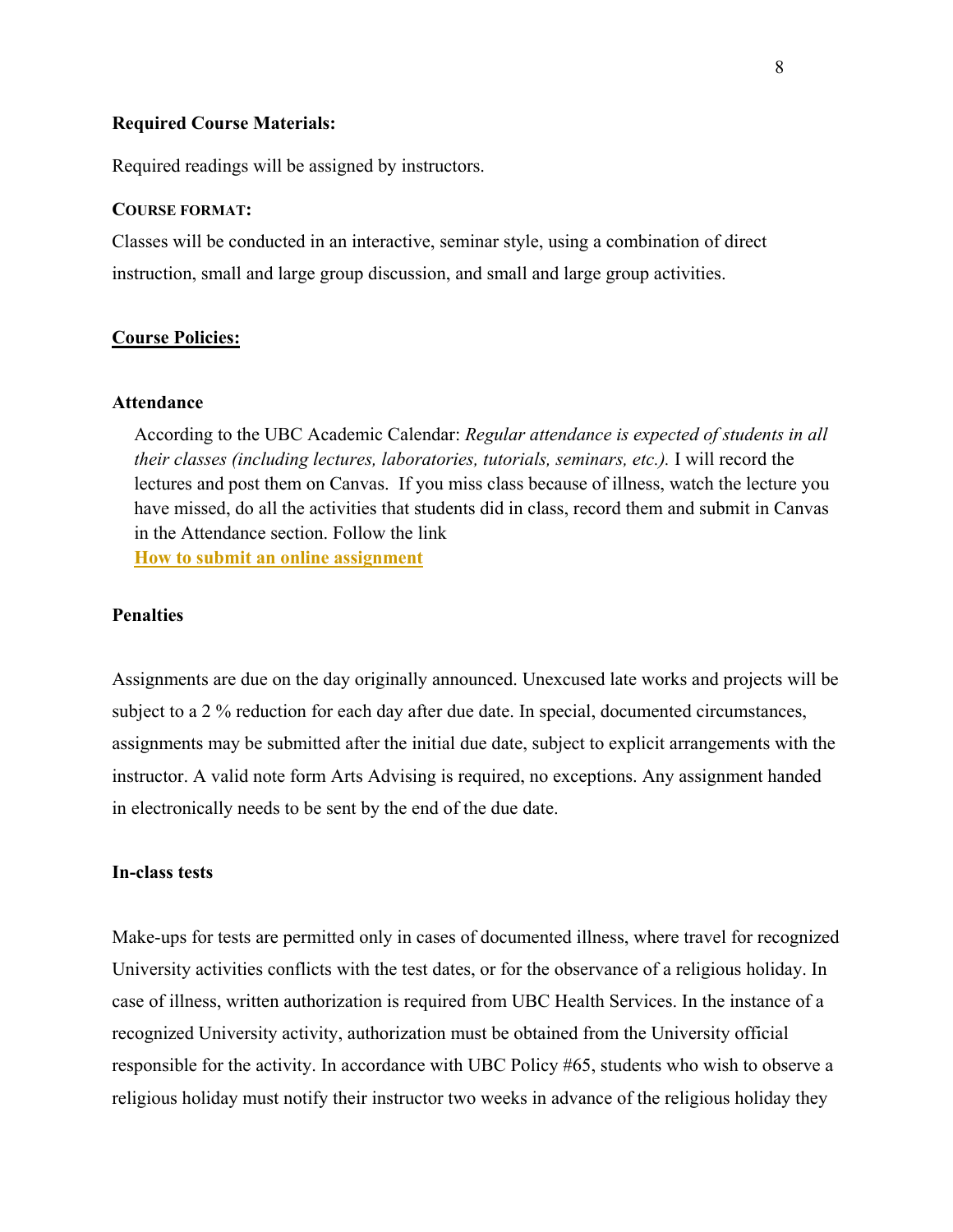**Required Course Materials:**

Required readings will be assigned by instructors.

**COURSE FORMAT:**

Classes will be conducted in an interactive, seminar style, using a combination of direct instruction, small and large group discussion, and small and large group activities.

**Course Policies:**

**Attendance**

According to the UBC Academic Calendar: *Regular attendance is expected of students in all their classes (including lectures, laboratories, tutorials, seminars, etc.).* I will record the lectures and post them on Canvas. If you miss class because of illness, watch the lecture you have missed, do all the activities that students did in class, record them and submit in Canvas in the Attendance section. Follow the link
**How to submit an online assignment**

**Penalties**

Assignments are due on the day originally announced. Unexcused late works and projects will be subject to a 2 % reduction for each day after due date. In special, documented circumstances, assignments may be submitted after the initial due date, subject to explicit arrangements with the instructor. A valid note form Arts Advising is required, no exceptions. Any assignment handed in electronically needs to be sent by the end of the due date.

**In-class tests**

Make-ups for tests are permitted only in cases of documented illness, where travel for recognized University activities conflicts with the test dates, or for the observance of a religious holiday. In case of illness, written authorization is required from UBC Health Services. In the instance of a recognized University activity, authorization must be obtained from the University official responsible for the activity. In accordance with UBC Policy #65, students who wish to observe a religious holiday must notify their instructor two weeks in advance of the religious holiday they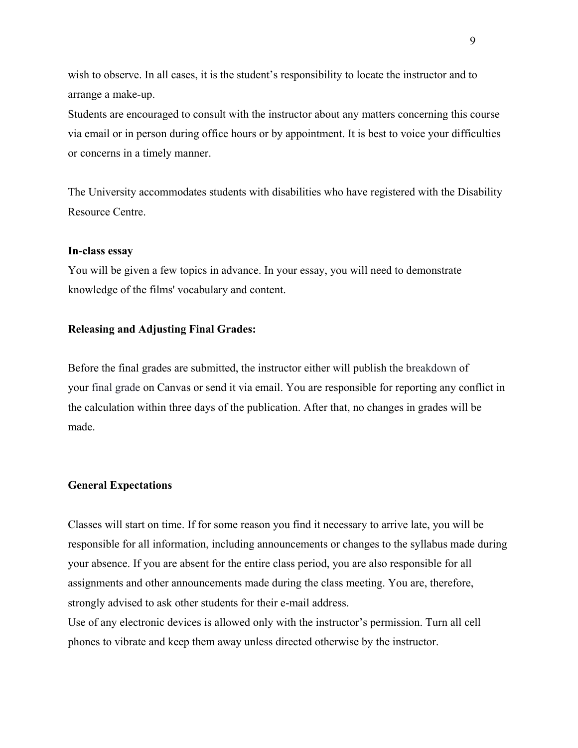wish to observe. In all cases, it is the student's responsibility to locate the instructor and to arrange a make-up.
Students are encouraged to consult with the instructor about any matters concerning this course via email or in person during office hours or by appointment. It is best to voice your difficulties or concerns in a timely manner.

The University accommodates students with disabilities who have registered with the Disability Resource Centre.

**In-class essay**

You will be given a few topics in advance. In your essay, you will need to demonstrate knowledge of the films' vocabulary and content.

**Releasing and Adjusting Final Grades:**

Before the final grades are submitted, the instructor either will publish the breakdown of your final grade on Canvas or send it via email. You are responsible for reporting any conflict in the calculation within three days of the publication. After that, no changes in grades will be made.

**General Expectations**

Classes will start on time. If for some reason you find it necessary to arrive late, you will be responsible for all information, including announcements or changes to the syllabus made during your absence. If you are absent for the entire class period, you are also responsible for all assignments and other announcements made during the class meeting. You are, therefore, strongly advised to ask other students for their e-mail address.
Use of any electronic devices is allowed only with the instructor's permission. Turn all cell phones to vibrate and keep them away unless directed otherwise by the instructor.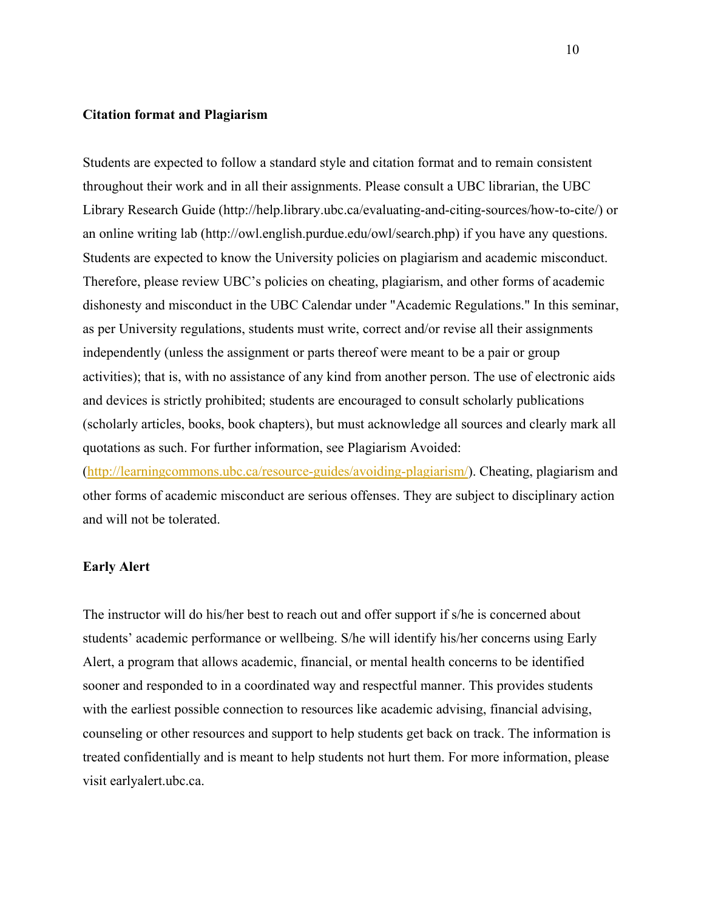**Citation format and Plagiarism**

Students are expected to follow a standard style and citation format and to remain consistent throughout their work and in all their assignments. Please consult a UBC librarian, the UBC Library Research Guide (http://help.library.ubc.ca/evaluating-and-citing-sources/how-to-cite/) or an online writing lab (http://owl.english.purdue.edu/owl/search.php) if you have any questions. Students are expected to know the University policies on plagiarism and academic misconduct. Therefore, please review UBC's policies on cheating, plagiarism, and other forms of academic dishonesty and misconduct in the UBC Calendar under "Academic Regulations." In this seminar, as per University regulations, students must write, correct and/or revise all their assignments independently (unless the assignment or parts thereof were meant to be a pair or group activities); that is, with no assistance of any kind from another person. The use of electronic aids and devices is strictly prohibited; students are encouraged to consult scholarly publications (scholarly articles, books, book chapters), but must acknowledge all sources and clearly mark all quotations as such. For further information, see Plagiarism Avoided: (http://learningcommons.ubc.ca/resource-guides/avoiding-plagiarism/). Cheating, plagiarism and other forms of academic misconduct are serious offenses. They are subject to disciplinary action and will not be tolerated.

**Early Alert**

The instructor will do his/her best to reach out and offer support if s/he is concerned about students' academic performance or wellbeing. S/he will identify his/her concerns using Early Alert, a program that allows academic, financial, or mental health concerns to be identified sooner and responded to in a coordinated way and respectful manner. This provides students with the earliest possible connection to resources like academic advising, financial advising, counseling or other resources and support to help students get back on track. The information is treated confidentially and is meant to help students not hurt them. For more information, please visit earlyalert.ubc.ca.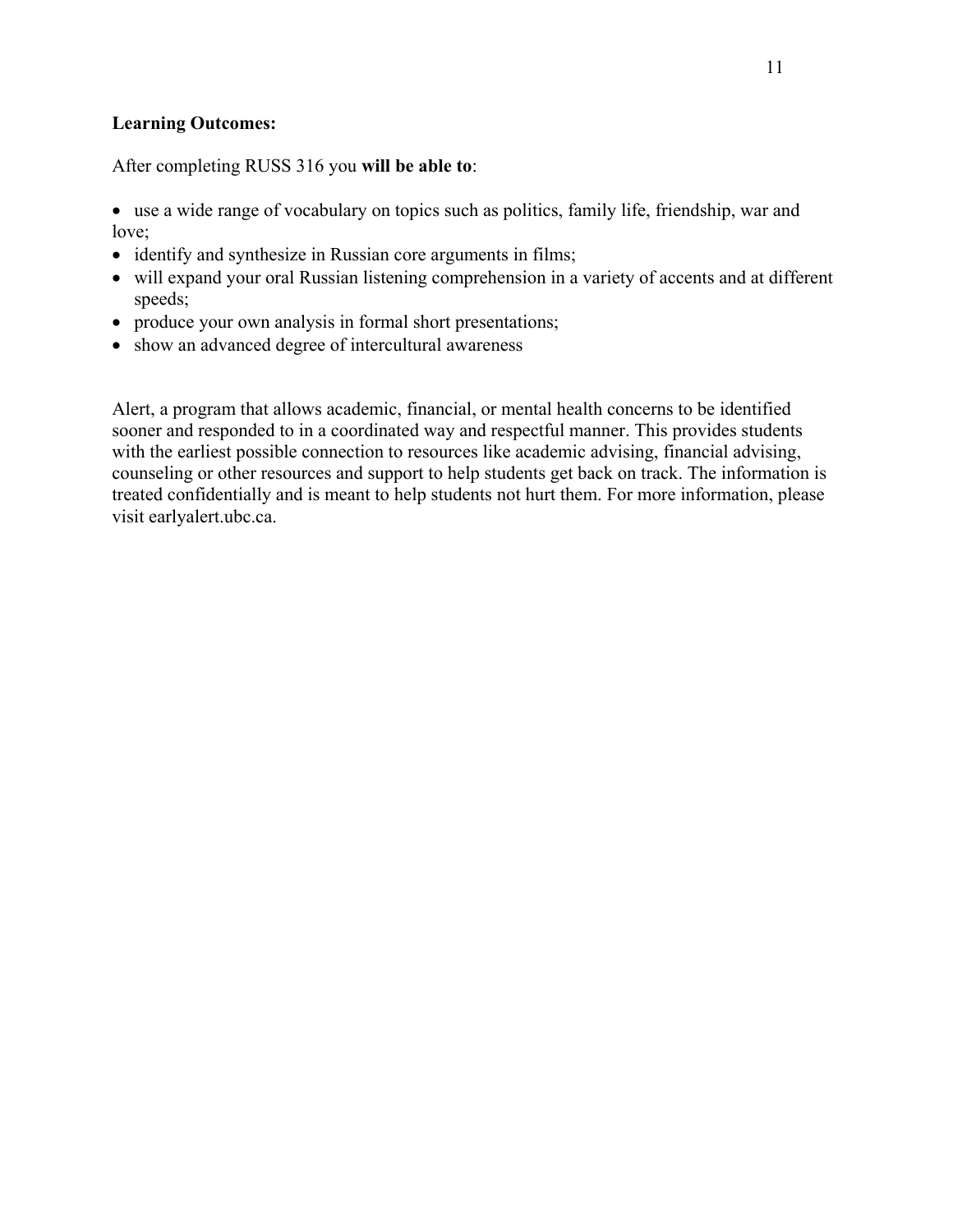**Learning Outcomes:**

After completing RUSS 316 you **will be able to**:

- use a wide range of vocabulary on topics such as politics, family life, friendship, war and love;
- identify and synthesize in Russian core arguments in films;
- will expand your oral Russian listening comprehension in a variety of accents and at different speeds;
- produce your own analysis in formal short presentations;
- show an advanced degree of intercultural awareness

Alert, a program that allows academic, financial, or mental health concerns to be identified sooner and responded to in a coordinated way and respectful manner. This provides students with the earliest possible connection to resources like academic advising, financial advising, counseling or other resources and support to help students get back on track. The information is treated confidentially and is meant to help students not hurt them. For more information, please visit earlyalert.ubc.ca.